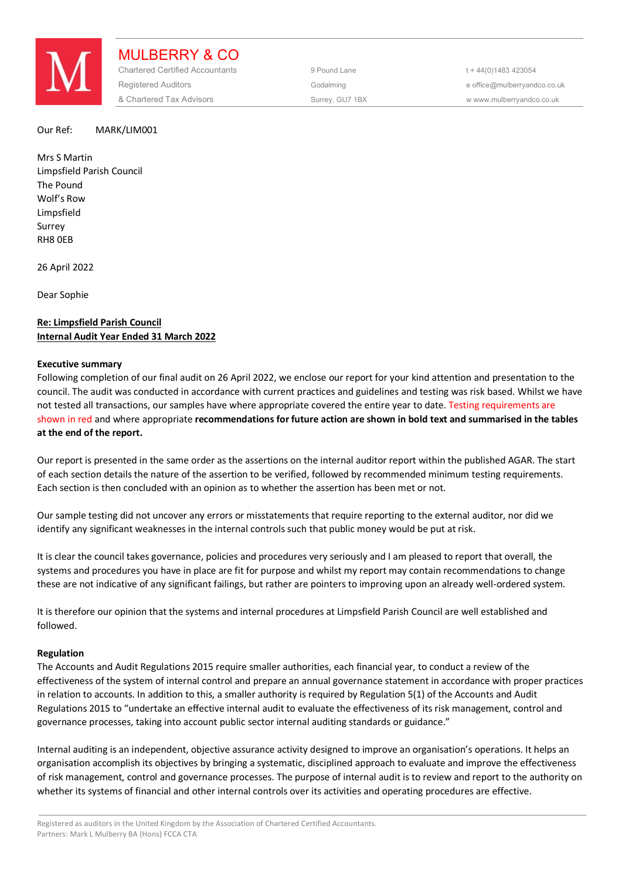# MULBERRY & CO

Chartered Certified Accountants
Registered Auditors
& Chartered Tax Advisors

9 Pound Lane
Godalming
Surrey, GU7 1BX

t + 44(0)1483 423054
e office@mulberryandco.co.uk
w www.mulberryandco.co.uk

Our Ref: MARK/LIM001

Mrs S Martin
Limpsfield Parish Council
The Pound
Wolf's Row
Limpsfield
Surrey
RH8 0EB

26 April 2022

Dear Sophie

**Re: Limpsfield Parish Council**
**Internal Audit Year Ended 31 March 2022**

**Executive summary**

Following completion of our final audit on 26 April 2022, we enclose our report for your kind attention and presentation to the council. The audit was conducted in accordance with current practices and guidelines and testing was risk based. Whilst we have not tested all transactions, our samples have where appropriate covered the entire year to date. Testing requirements are shown in red and where appropriate **recommendations for future action are shown in bold text and summarised in the tables at the end of the report.**

Our report is presented in the same order as the assertions on the internal auditor report within the published AGAR. The start of each section details the nature of the assertion to be verified, followed by recommended minimum testing requirements. Each section is then concluded with an opinion as to whether the assertion has been met or not.

Our sample testing did not uncover any errors or misstatements that require reporting to the external auditor, nor did we identify any significant weaknesses in the internal controls such that public money would be put at risk.

It is clear the council takes governance, policies and procedures very seriously and I am pleased to report that overall, the systems and procedures you have in place are fit for purpose and whilst my report may contain recommendations to change these are not indicative of any significant failings, but rather are pointers to improving upon an already well-ordered system.

It is therefore our opinion that the systems and internal procedures at Limpsfield Parish Council are well established and followed.

**Regulation**

The Accounts and Audit Regulations 2015 require smaller authorities, each financial year, to conduct a review of the effectiveness of the system of internal control and prepare an annual governance statement in accordance with proper practices in relation to accounts. In addition to this, a smaller authority is required by Regulation 5(1) of the Accounts and Audit Regulations 2015 to "undertake an effective internal audit to evaluate the effectiveness of its risk management, control and governance processes, taking into account public sector internal auditing standards or guidance."

Internal auditing is an independent, objective assurance activity designed to improve an organisation's operations. It helps an organisation accomplish its objectives by bringing a systematic, disciplined approach to evaluate and improve the effectiveness of risk management, control and governance processes. The purpose of internal audit is to review and report to the authority on whether its systems of financial and other internal controls over its activities and operating procedures are effective.

Registered as auditors in the United Kingdom by the Association of Chartered Certified Accountants.
Partners: Mark L Mulberry BA (Hons) FCCA CTA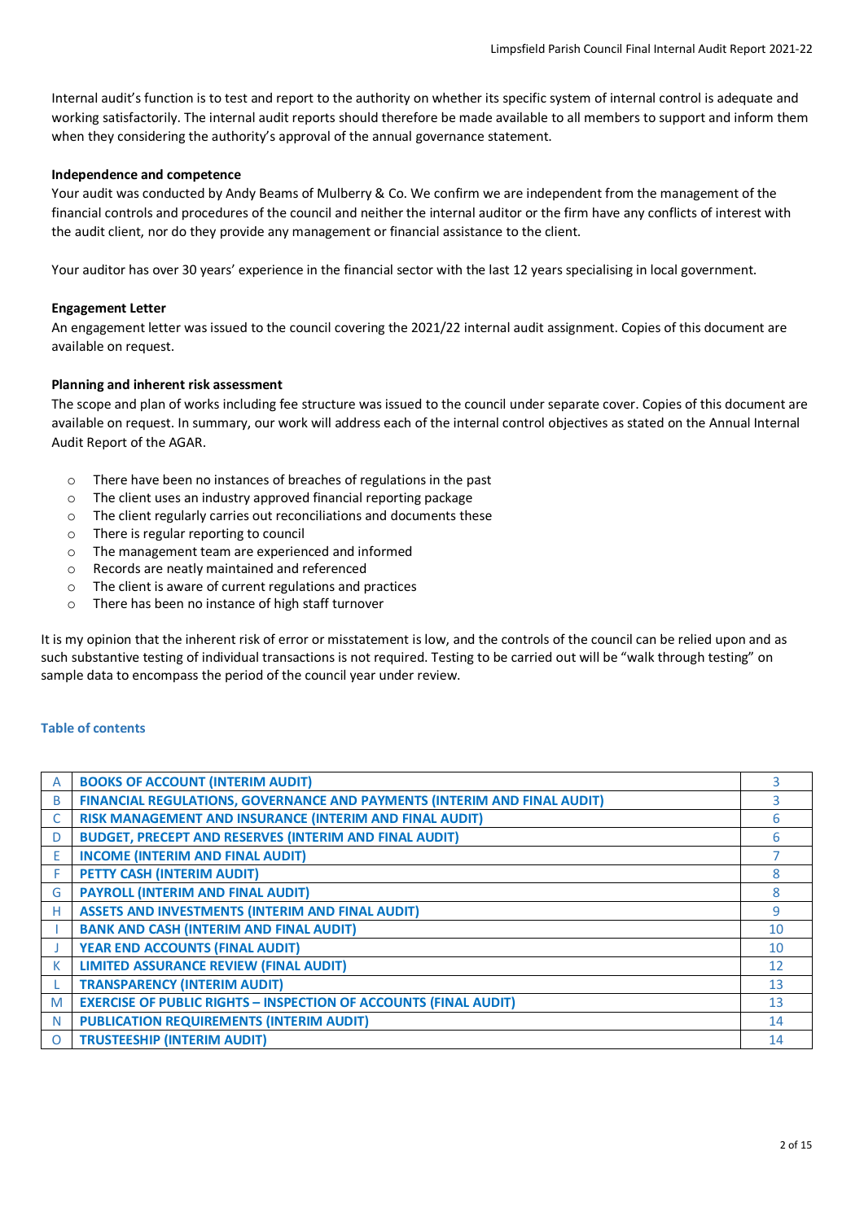Internal audit's function is to test and report to the authority on whether its specific system of internal control is adequate and working satisfactorily. The internal audit reports should therefore be made available to all members to support and inform them when they considering the authority's approval of the annual governance statement.

**Independence and competence**

Your audit was conducted by Andy Beams of Mulberry & Co. We confirm we are independent from the management of the financial controls and procedures of the council and neither the internal auditor or the firm have any conflicts of interest with the audit client, nor do they provide any management or financial assistance to the client.

Your auditor has over 30 years' experience in the financial sector with the last 12 years specialising in local government.

**Engagement Letter**

An engagement letter was issued to the council covering the 2021/22 internal audit assignment. Copies of this document are available on request.

**Planning and inherent risk assessment**

The scope and plan of works including fee structure was issued to the council under separate cover. Copies of this document are available on request. In summary, our work will address each of the internal control objectives as stated on the Annual Internal Audit Report of the AGAR.

- There have been no instances of breaches of regulations in the past
- The client uses an industry approved financial reporting package
- The client regularly carries out reconciliations and documents these
- There is regular reporting to council
- The management team are experienced and informed
- Records are neatly maintained and referenced
- The client is aware of current regulations and practices
- There has been no instance of high staff turnover

It is my opinion that the inherent risk of error or misstatement is low, and the controls of the council can be relied upon and as such substantive testing of individual transactions is not required. Testing to be carried out will be "walk through testing" on sample data to encompass the period of the council year under review.

**Table of contents**

| | | |
|---|---|---|
| A | **BOOKS OF ACCOUNT (INTERIM AUDIT)** | 3 |
| B | **FINANCIAL REGULATIONS, GOVERNANCE AND PAYMENTS (INTERIM AND FINAL AUDIT)** | 3 |
| C | **RISK MANAGEMENT AND INSURANCE (INTERIM AND FINAL AUDIT)** | 6 |
| D | **BUDGET, PRECEPT AND RESERVES (INTERIM AND FINAL AUDIT)** | 6 |
| E | **INCOME (INTERIM AND FINAL AUDIT)** | 7 |
| F | **PETTY CASH (INTERIM AUDIT)** | 8 |
| G | **PAYROLL (INTERIM AND FINAL AUDIT)** | 8 |
| H | **ASSETS AND INVESTMENTS (INTERIM AND FINAL AUDIT)** | 9 |
| I | **BANK AND CASH (INTERIM AND FINAL AUDIT)** | 10 |
| J | **YEAR END ACCOUNTS (FINAL AUDIT)** | 10 |
| K | **LIMITED ASSURANCE REVIEW (FINAL AUDIT)** | 12 |
| L | **TRANSPARENCY (INTERIM AUDIT)** | 13 |
| M | **EXERCISE OF PUBLIC RIGHTS – INSPECTION OF ACCOUNTS (FINAL AUDIT)** | 13 |
| N | **PUBLICATION REQUIREMENTS (INTERIM AUDIT)** | 14 |
| O | **TRUSTEESHIP (INTERIM AUDIT)** | 14 |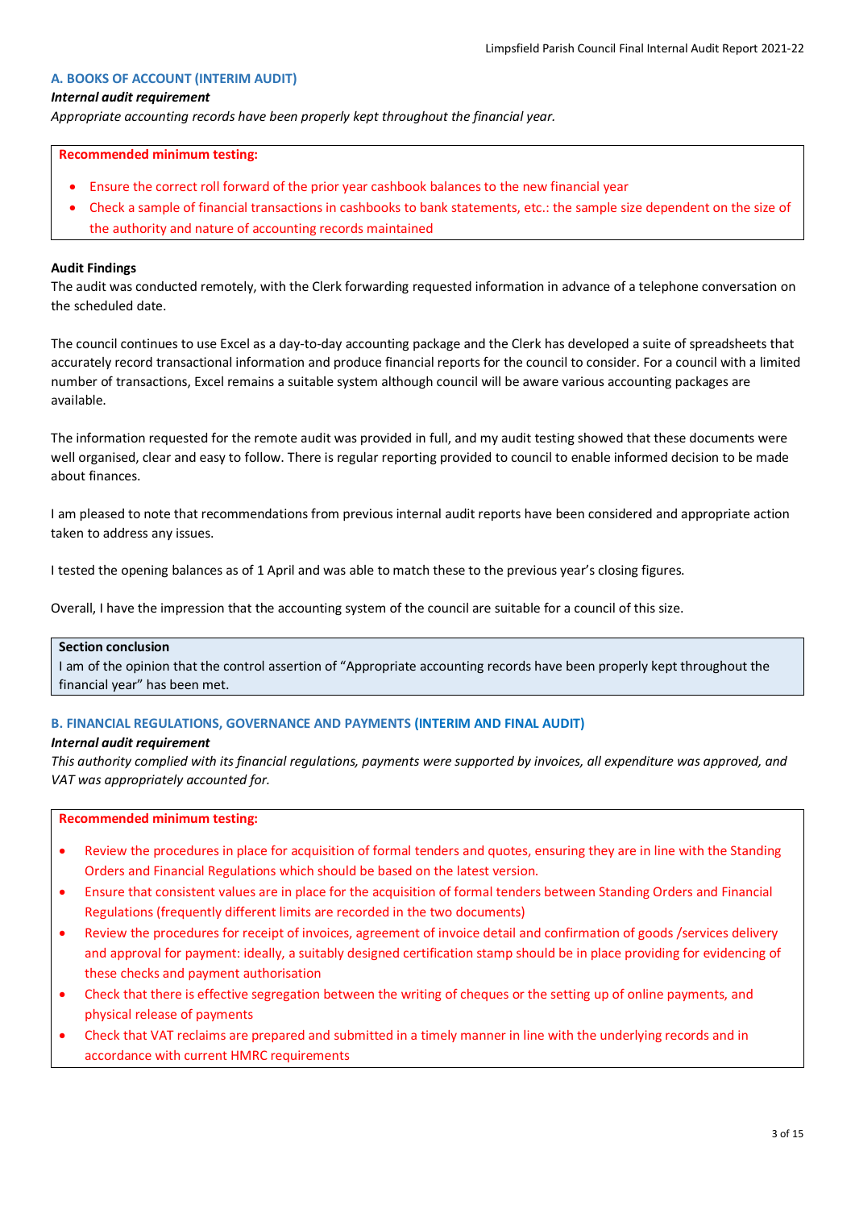### A. BOOKS OF ACCOUNT (INTERIM AUDIT)

***Internal audit requirement***

*Appropriate accounting records have been properly kept throughout the financial year.*

**Recommended minimum testing:**

- Ensure the correct roll forward of the prior year cashbook balances to the new financial year
- Check a sample of financial transactions in cashbooks to bank statements, etc.: the sample size dependent on the size of the authority and nature of accounting records maintained

**Audit Findings**

The audit was conducted remotely, with the Clerk forwarding requested information in advance of a telephone conversation on the scheduled date.

The council continues to use Excel as a day-to-day accounting package and the Clerk has developed a suite of spreadsheets that accurately record transactional information and produce financial reports for the council to consider. For a council with a limited number of transactions, Excel remains a suitable system although council will be aware various accounting packages are available.

The information requested for the remote audit was provided in full, and my audit testing showed that these documents were well organised, clear and easy to follow. There is regular reporting provided to council to enable informed decision to be made about finances.

I am pleased to note that recommendations from previous internal audit reports have been considered and appropriate action taken to address any issues.

I tested the opening balances as of 1 April and was able to match these to the previous year's closing figures.

Overall, I have the impression that the accounting system of the council are suitable for a council of this size.

**Section conclusion**

I am of the opinion that the control assertion of "Appropriate accounting records have been properly kept throughout the financial year" has been met.

### B. FINANCIAL REGULATIONS, GOVERNANCE AND PAYMENTS (INTERIM AND FINAL AUDIT)

***Internal audit requirement***

*This authority complied with its financial regulations, payments were supported by invoices, all expenditure was approved, and VAT was appropriately accounted for.*

**Recommended minimum testing:**

- Review the procedures in place for acquisition of formal tenders and quotes, ensuring they are in line with the Standing Orders and Financial Regulations which should be based on the latest version.
- Ensure that consistent values are in place for the acquisition of formal tenders between Standing Orders and Financial Regulations (frequently different limits are recorded in the two documents)
- Review the procedures for receipt of invoices, agreement of invoice detail and confirmation of goods /services delivery and approval for payment: ideally, a suitably designed certification stamp should be in place providing for evidencing of these checks and payment authorisation
- Check that there is effective segregation between the writing of cheques or the setting up of online payments, and physical release of payments
- Check that VAT reclaims are prepared and submitted in a timely manner in line with the underlying records and in accordance with current HMRC requirements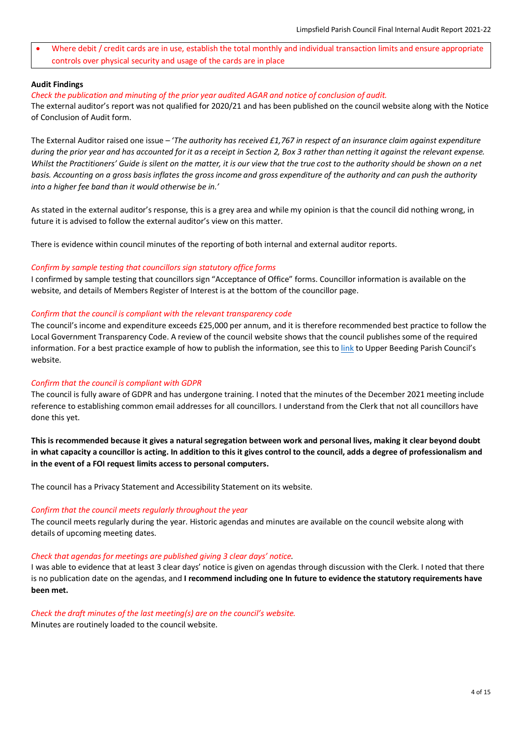- Where debit / credit cards are in use, establish the total monthly and individual transaction limits and ensure appropriate controls over physical security and usage of the cards are in place

**Audit Findings**

*Check the publication and minuting of the prior year audited AGAR and notice of conclusion of audit.*

The external auditor's report was not qualified for 2020/21 and has been published on the council website along with the Notice of Conclusion of Audit form.

The External Auditor raised one issue – '*The authority has received £1,767 in respect of an insurance claim against expenditure during the prior year and has accounted for it as a receipt in Section 2, Box 3 rather than netting it against the relevant expense. Whilst the Practitioners' Guide is silent on the matter, it is our view that the true cost to the authority should be shown on a net basis. Accounting on a gross basis inflates the gross income and gross expenditure of the authority and can push the authority into a higher fee band than it would otherwise be in.*'

As stated in the external auditor's response, this is a grey area and while my opinion is that the council did nothing wrong, in future it is advised to follow the external auditor's view on this matter.

There is evidence within council minutes of the reporting of both internal and external auditor reports.

*Confirm by sample testing that councillors sign statutory office forms*

I confirmed by sample testing that councillors sign "Acceptance of Office" forms. Councillor information is available on the website, and details of Members Register of Interest is at the bottom of the councillor page.

*Confirm that the council is compliant with the relevant transparency code*

The council's income and expenditure exceeds £25,000 per annum, and it is therefore recommended best practice to follow the Local Government Transparency Code. A review of the council website shows that the council publishes some of the required information. For a best practice example of how to publish the information, see this to link to Upper Beeding Parish Council's website.

*Confirm that the council is compliant with GDPR*

The council is fully aware of GDPR and has undergone training. I noted that the minutes of the December 2021 meeting include reference to establishing common email addresses for all councillors. I understand from the Clerk that not all councillors have done this yet.

**This is recommended because it gives a natural segregation between work and personal lives, making it clear beyond doubt in what capacity a councillor is acting. In addition to this it gives control to the council, adds a degree of professionalism and in the event of a FOI request limits access to personal computers.**

The council has a Privacy Statement and Accessibility Statement on its website.

*Confirm that the council meets regularly throughout the year*

The council meets regularly during the year. Historic agendas and minutes are available on the council website along with details of upcoming meeting dates.

*Check that agendas for meetings are published giving 3 clear days' notice.*

I was able to evidence that at least 3 clear days' notice is given on agendas through discussion with the Clerk. I noted that there is no publication date on the agendas, and **I recommend including one In future to evidence the statutory requirements have been met.**

*Check the draft minutes of the last meeting(s) are on the council's website.*

Minutes are routinely loaded to the council website.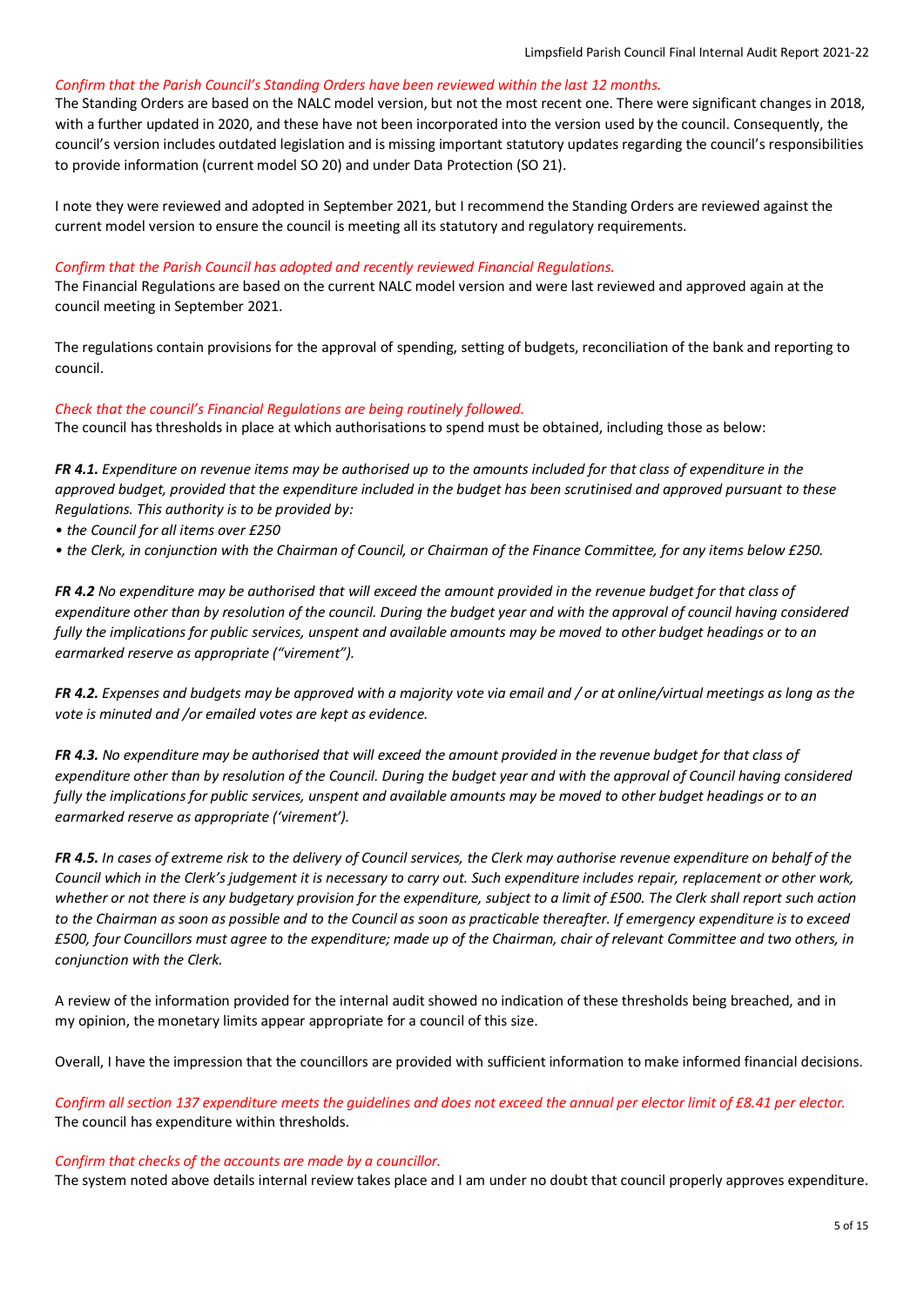*Confirm that the Parish Council's Standing Orders have been reviewed within the last 12 months.*
The Standing Orders are based on the NALC model version, but not the most recent one. There were significant changes in 2018, with a further updated in 2020, and these have not been incorporated into the version used by the council. Consequently, the council's version includes outdated legislation and is missing important statutory updates regarding the council's responsibilities to provide information (current model SO 20) and under Data Protection (SO 21).

I note they were reviewed and adopted in September 2021, but I recommend the Standing Orders are reviewed against the current model version to ensure the council is meeting all its statutory and regulatory requirements.

*Confirm that the Parish Council has adopted and recently reviewed Financial Regulations.*
The Financial Regulations are based on the current NALC model version and were last reviewed and approved again at the council meeting in September 2021.

The regulations contain provisions for the approval of spending, setting of budgets, reconciliation of the bank and reporting to council.

*Check that the council's Financial Regulations are being routinely followed.*
The council has thresholds in place at which authorisations to spend must be obtained, including those as below:

***FR 4.1.*** *Expenditure on revenue items may be authorised up to the amounts included for that class of expenditure in the approved budget, provided that the expenditure included in the budget has been scrutinised and approved pursuant to these Regulations. This authority is to be provided by:*

- *the Council for all items over £250*
- *the Clerk, in conjunction with the Chairman of Council, or Chairman of the Finance Committee, for any items below £250.*

***FR 4.2*** *No expenditure may be authorised that will exceed the amount provided in the revenue budget for that class of expenditure other than by resolution of the council. During the budget year and with the approval of council having considered fully the implications for public services, unspent and available amounts may be moved to other budget headings or to an earmarked reserve as appropriate ("virement").*

***FR 4.2.*** *Expenses and budgets may be approved with a majority vote via email and / or at online/virtual meetings as long as the vote is minuted and /or emailed votes are kept as evidence.*

***FR 4.3.*** *No expenditure may be authorised that will exceed the amount provided in the revenue budget for that class of expenditure other than by resolution of the Council. During the budget year and with the approval of Council having considered fully the implications for public services, unspent and available amounts may be moved to other budget headings or to an earmarked reserve as appropriate ('virement').*

***FR 4.5.*** *In cases of extreme risk to the delivery of Council services, the Clerk may authorise revenue expenditure on behalf of the Council which in the Clerk's judgement it is necessary to carry out. Such expenditure includes repair, replacement or other work, whether or not there is any budgetary provision for the expenditure, subject to a limit of £500. The Clerk shall report such action to the Chairman as soon as possible and to the Council as soon as practicable thereafter. If emergency expenditure is to exceed £500, four Councillors must agree to the expenditure; made up of the Chairman, chair of relevant Committee and two others, in conjunction with the Clerk.*

A review of the information provided for the internal audit showed no indication of these thresholds being breached, and in my opinion, the monetary limits appear appropriate for a council of this size.

Overall, I have the impression that the councillors are provided with sufficient information to make informed financial decisions.

*Confirm all section 137 expenditure meets the guidelines and does not exceed the annual per elector limit of £8.41 per elector.*
The council has expenditure within thresholds.

*Confirm that checks of the accounts are made by a councillor.*
The system noted above details internal review takes place and I am under no doubt that council properly approves expenditure.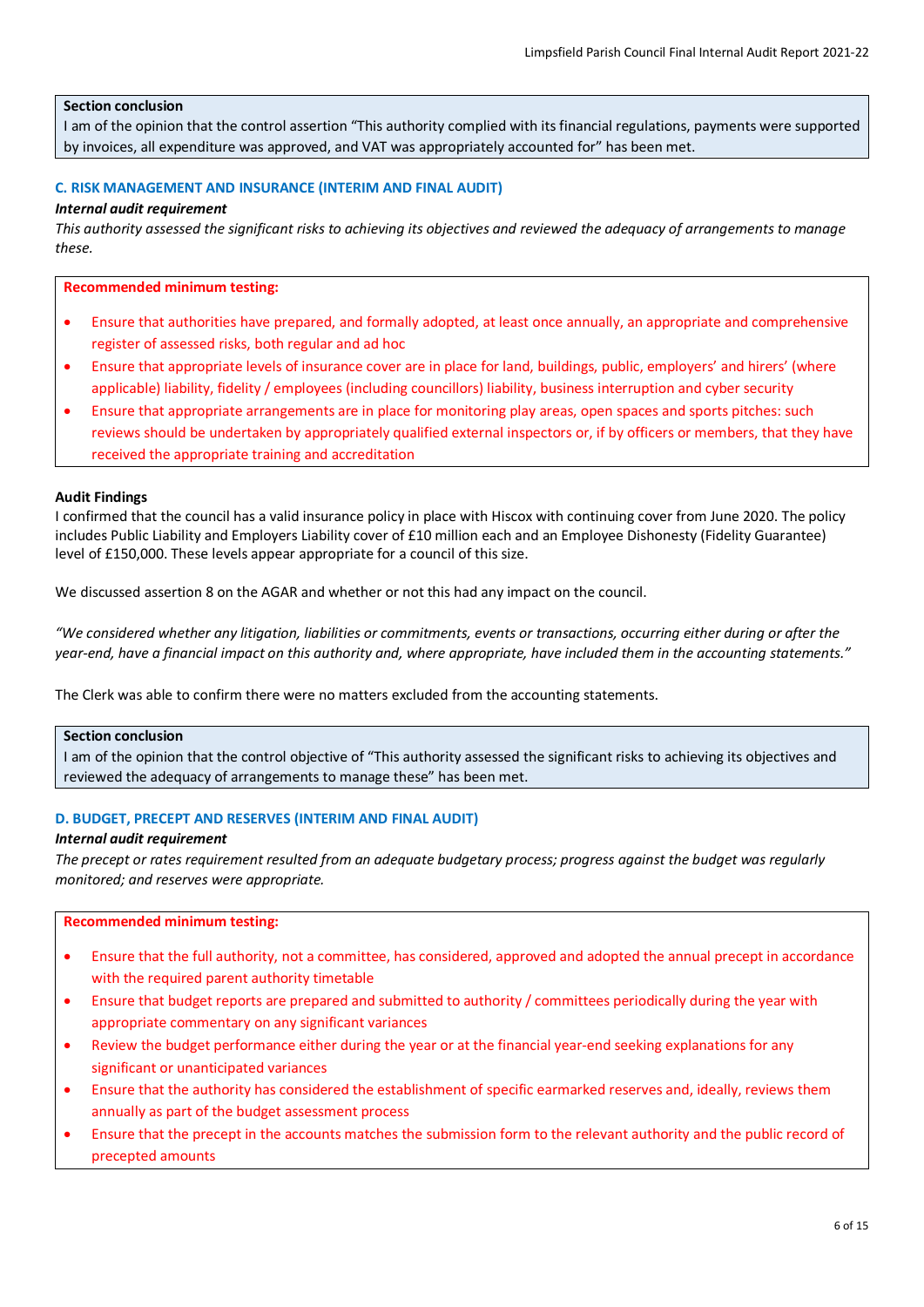**Section conclusion**

I am of the opinion that the control assertion "This authority complied with its financial regulations, payments were supported by invoices, all expenditure was approved, and VAT was appropriately accounted for" has been met.

### C. RISK MANAGEMENT AND INSURANCE (INTERIM AND FINAL AUDIT)

***Internal audit requirement***

*This authority assessed the significant risks to achieving its objectives and reviewed the adequacy of arrangements to manage these.*

**Recommended minimum testing:**

- Ensure that authorities have prepared, and formally adopted, at least once annually, an appropriate and comprehensive register of assessed risks, both regular and ad hoc
- Ensure that appropriate levels of insurance cover are in place for land, buildings, public, employers' and hirers' (where applicable) liability, fidelity / employees (including councillors) liability, business interruption and cyber security
- Ensure that appropriate arrangements are in place for monitoring play areas, open spaces and sports pitches: such reviews should be undertaken by appropriately qualified external inspectors or, if by officers or members, that they have received the appropriate training and accreditation

**Audit Findings**

I confirmed that the council has a valid insurance policy in place with Hiscox with continuing cover from June 2020. The policy includes Public Liability and Employers Liability cover of £10 million each and an Employee Dishonesty (Fidelity Guarantee) level of £150,000. These levels appear appropriate for a council of this size.

We discussed assertion 8 on the AGAR and whether or not this had any impact on the council.

*"We considered whether any litigation, liabilities or commitments, events or transactions, occurring either during or after the year-end, have a financial impact on this authority and, where appropriate, have included them in the accounting statements."*

The Clerk was able to confirm there were no matters excluded from the accounting statements.

**Section conclusion**

I am of the opinion that the control objective of "This authority assessed the significant risks to achieving its objectives and reviewed the adequacy of arrangements to manage these" has been met.

### D. BUDGET, PRECEPT AND RESERVES (INTERIM AND FINAL AUDIT)

***Internal audit requirement***

*The precept or rates requirement resulted from an adequate budgetary process; progress against the budget was regularly monitored; and reserves were appropriate.*

**Recommended minimum testing:**

- Ensure that the full authority, not a committee, has considered, approved and adopted the annual precept in accordance with the required parent authority timetable
- Ensure that budget reports are prepared and submitted to authority / committees periodically during the year with appropriate commentary on any significant variances
- Review the budget performance either during the year or at the financial year-end seeking explanations for any significant or unanticipated variances
- Ensure that the authority has considered the establishment of specific earmarked reserves and, ideally, reviews them annually as part of the budget assessment process
- Ensure that the precept in the accounts matches the submission form to the relevant authority and the public record of precepted amounts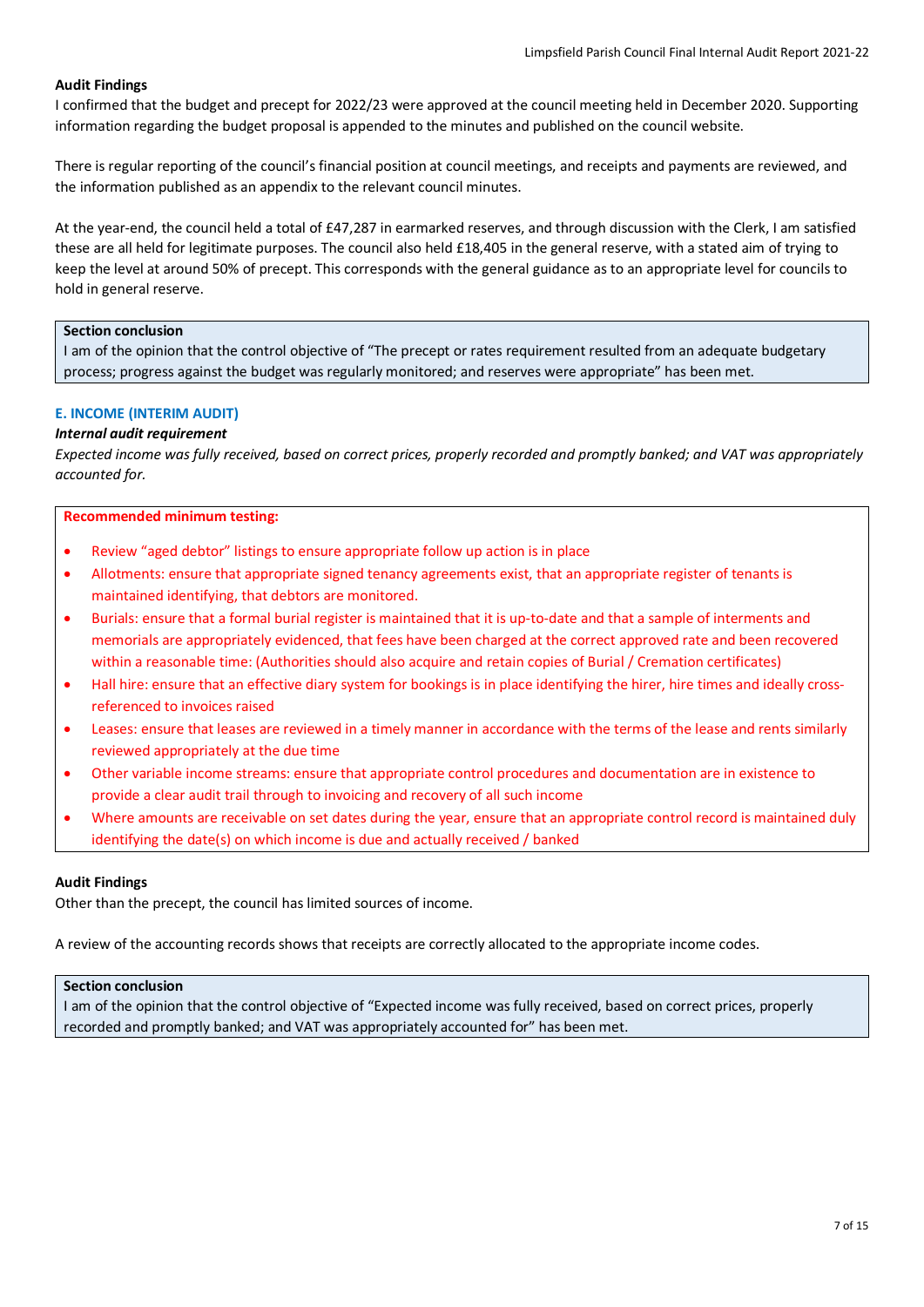**Audit Findings**

I confirmed that the budget and precept for 2022/23 were approved at the council meeting held in December 2020. Supporting information regarding the budget proposal is appended to the minutes and published on the council website.

There is regular reporting of the council's financial position at council meetings, and receipts and payments are reviewed, and the information published as an appendix to the relevant council minutes.

At the year-end, the council held a total of £47,287 in earmarked reserves, and through discussion with the Clerk, I am satisfied these are all held for legitimate purposes. The council also held £18,405 in the general reserve, with a stated aim of trying to keep the level at around 50% of precept. This corresponds with the general guidance as to an appropriate level for councils to hold in general reserve.

**Section conclusion**

I am of the opinion that the control objective of "The precept or rates requirement resulted from an adequate budgetary process; progress against the budget was regularly monitored; and reserves were appropriate" has been met.

### E. INCOME (INTERIM AUDIT)

***Internal audit requirement***

*Expected income was fully received, based on correct prices, properly recorded and promptly banked; and VAT was appropriately accounted for.*

**Recommended minimum testing:**

- Review "aged debtor" listings to ensure appropriate follow up action is in place
- Allotments: ensure that appropriate signed tenancy agreements exist, that an appropriate register of tenants is maintained identifying, that debtors are monitored.
- Burials: ensure that a formal burial register is maintained that it is up-to-date and that a sample of interments and memorials are appropriately evidenced, that fees have been charged at the correct approved rate and been recovered within a reasonable time: (Authorities should also acquire and retain copies of Burial / Cremation certificates)
- Hall hire: ensure that an effective diary system for bookings is in place identifying the hirer, hire times and ideally cross-referenced to invoices raised
- Leases: ensure that leases are reviewed in a timely manner in accordance with the terms of the lease and rents similarly reviewed appropriately at the due time
- Other variable income streams: ensure that appropriate control procedures and documentation are in existence to provide a clear audit trail through to invoicing and recovery of all such income
- Where amounts are receivable on set dates during the year, ensure that an appropriate control record is maintained duly identifying the date(s) on which income is due and actually received / banked

**Audit Findings**

Other than the precept, the council has limited sources of income.

A review of the accounting records shows that receipts are correctly allocated to the appropriate income codes.

**Section conclusion**

I am of the opinion that the control objective of "Expected income was fully received, based on correct prices, properly recorded and promptly banked; and VAT was appropriately accounted for" has been met.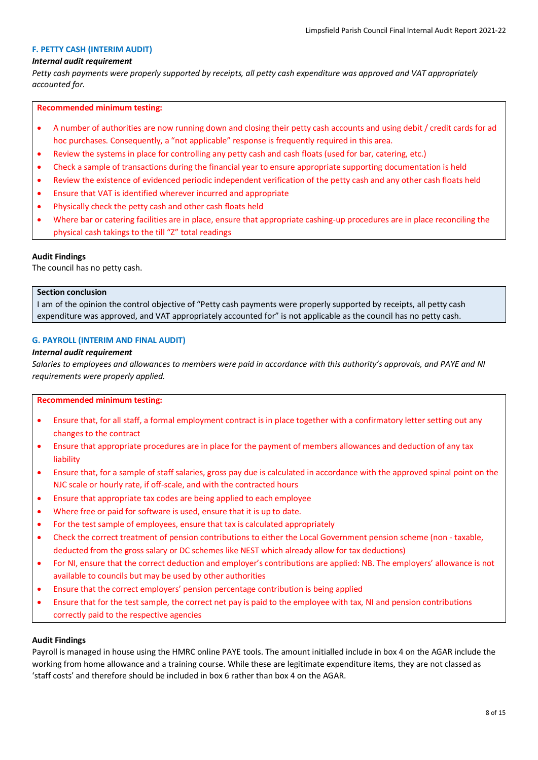### F. PETTY CASH (INTERIM AUDIT)

***Internal audit requirement***

*Petty cash payments were properly supported by receipts, all petty cash expenditure was approved and VAT appropriately accounted for.*

**Recommended minimum testing:**

- A number of authorities are now running down and closing their petty cash accounts and using debit / credit cards for ad hoc purchases. Consequently, a "not applicable" response is frequently required in this area.
- Review the systems in place for controlling any petty cash and cash floats (used for bar, catering, etc.)
- Check a sample of transactions during the financial year to ensure appropriate supporting documentation is held
- Review the existence of evidenced periodic independent verification of the petty cash and any other cash floats held
- Ensure that VAT is identified wherever incurred and appropriate
- Physically check the petty cash and other cash floats held
- Where bar or catering facilities are in place, ensure that appropriate cashing-up procedures are in place reconciling the physical cash takings to the till "Z" total readings

**Audit Findings**

The council has no petty cash.

**Section conclusion**

I am of the opinion the control objective of "Petty cash payments were properly supported by receipts, all petty cash expenditure was approved, and VAT appropriately accounted for" is not applicable as the council has no petty cash.

### G. PAYROLL (INTERIM AND FINAL AUDIT)

***Internal audit requirement***

*Salaries to employees and allowances to members were paid in accordance with this authority's approvals, and PAYE and NI requirements were properly applied.*

**Recommended minimum testing:**

- Ensure that, for all staff, a formal employment contract is in place together with a confirmatory letter setting out any changes to the contract
- Ensure that appropriate procedures are in place for the payment of members allowances and deduction of any tax liability
- Ensure that, for a sample of staff salaries, gross pay due is calculated in accordance with the approved spinal point on the NJC scale or hourly rate, if off-scale, and with the contracted hours
- Ensure that appropriate tax codes are being applied to each employee
- Where free or paid for software is used, ensure that it is up to date.
- For the test sample of employees, ensure that tax is calculated appropriately
- Check the correct treatment of pension contributions to either the Local Government pension scheme (non - taxable, deducted from the gross salary or DC schemes like NEST which already allow for tax deductions)
- For NI, ensure that the correct deduction and employer's contributions are applied: NB. The employers' allowance is not available to councils but may be used by other authorities
- Ensure that the correct employers' pension percentage contribution is being applied
- Ensure that for the test sample, the correct net pay is paid to the employee with tax, NI and pension contributions correctly paid to the respective agencies

**Audit Findings**

Payroll is managed in house using the HMRC online PAYE tools. The amount initialled include in box 4 on the AGAR include the working from home allowance and a training course. While these are legitimate expenditure items, they are not classed as 'staff costs' and therefore should be included in box 6 rather than box 4 on the AGAR.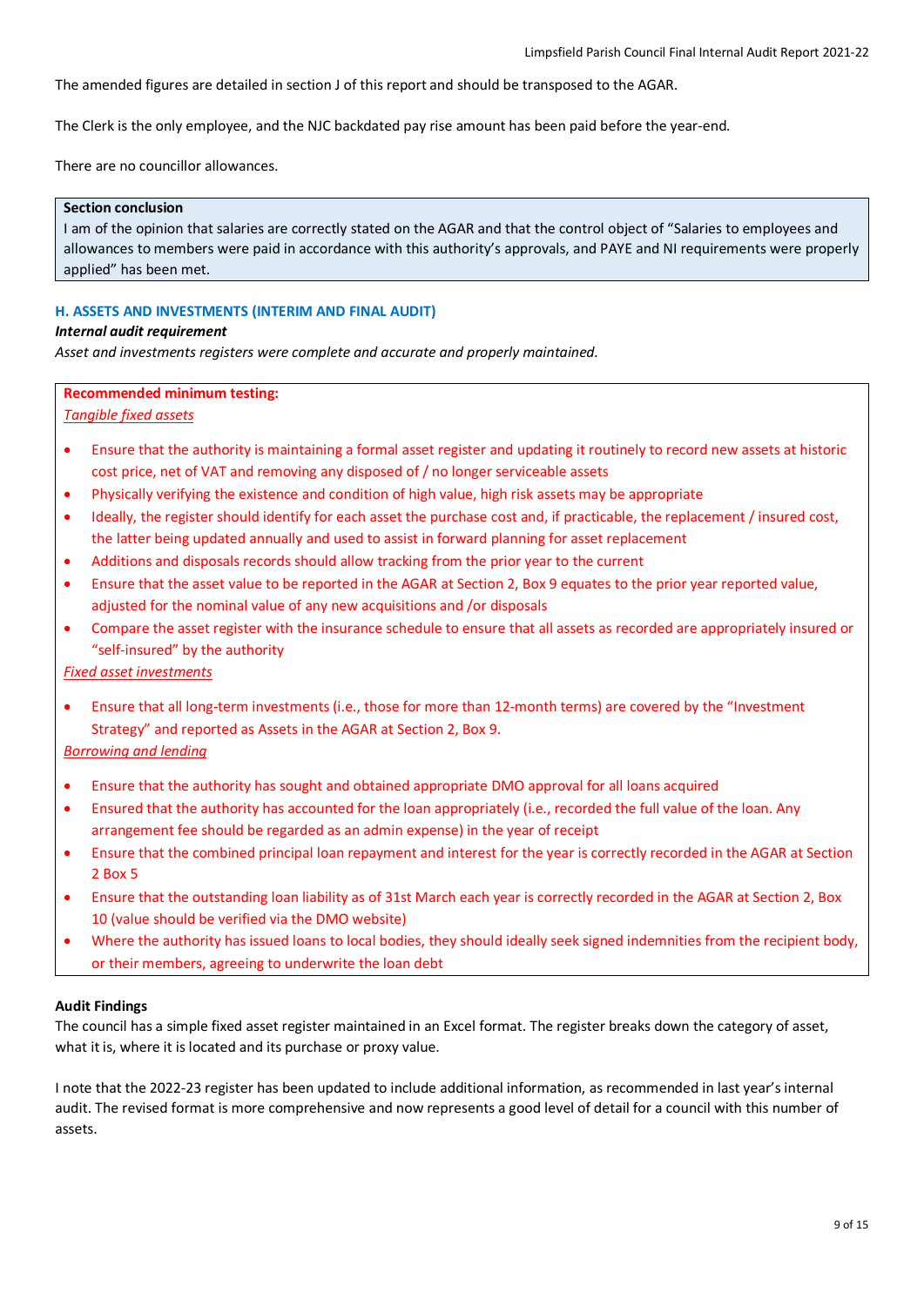The amended figures are detailed in section J of this report and should be transposed to the AGAR.

The Clerk is the only employee, and the NJC backdated pay rise amount has been paid before the year-end.

There are no councillor allowances.

**Section conclusion**
I am of the opinion that salaries are correctly stated on the AGAR and that the control object of "Salaries to employees and allowances to members were paid in accordance with this authority's approvals, and PAYE and NI requirements were properly applied" has been met.

### H. ASSETS AND INVESTMENTS (INTERIM AND FINAL AUDIT)

***Internal audit requirement***

*Asset and investments registers were complete and accurate and properly maintained.*

**Recommended minimum testing:**

*Tangible fixed assets*

- Ensure that the authority is maintaining a formal asset register and updating it routinely to record new assets at historic cost price, net of VAT and removing any disposed of / no longer serviceable assets
- Physically verifying the existence and condition of high value, high risk assets may be appropriate
- Ideally, the register should identify for each asset the purchase cost and, if practicable, the replacement / insured cost, the latter being updated annually and used to assist in forward planning for asset replacement
- Additions and disposals records should allow tracking from the prior year to the current
- Ensure that the asset value to be reported in the AGAR at Section 2, Box 9 equates to the prior year reported value, adjusted for the nominal value of any new acquisitions and /or disposals
- Compare the asset register with the insurance schedule to ensure that all assets as recorded are appropriately insured or "self-insured" by the authority

*Fixed asset investments*

- Ensure that all long-term investments (i.e., those for more than 12-month terms) are covered by the "Investment Strategy" and reported as Assets in the AGAR at Section 2, Box 9.

*Borrowing and lending*

- Ensure that the authority has sought and obtained appropriate DMO approval for all loans acquired
- Ensured that the authority has accounted for the loan appropriately (i.e., recorded the full value of the loan. Any arrangement fee should be regarded as an admin expense) in the year of receipt
- Ensure that the combined principal loan repayment and interest for the year is correctly recorded in the AGAR at Section 2 Box 5
- Ensure that the outstanding loan liability as of 31st March each year is correctly recorded in the AGAR at Section 2, Box 10 (value should be verified via the DMO website)
- Where the authority has issued loans to local bodies, they should ideally seek signed indemnities from the recipient body, or their members, agreeing to underwrite the loan debt

**Audit Findings**

The council has a simple fixed asset register maintained in an Excel format. The register breaks down the category of asset, what it is, where it is located and its purchase or proxy value.

I note that the 2022-23 register has been updated to include additional information, as recommended in last year's internal audit. The revised format is more comprehensive and now represents a good level of detail for a council with this number of assets.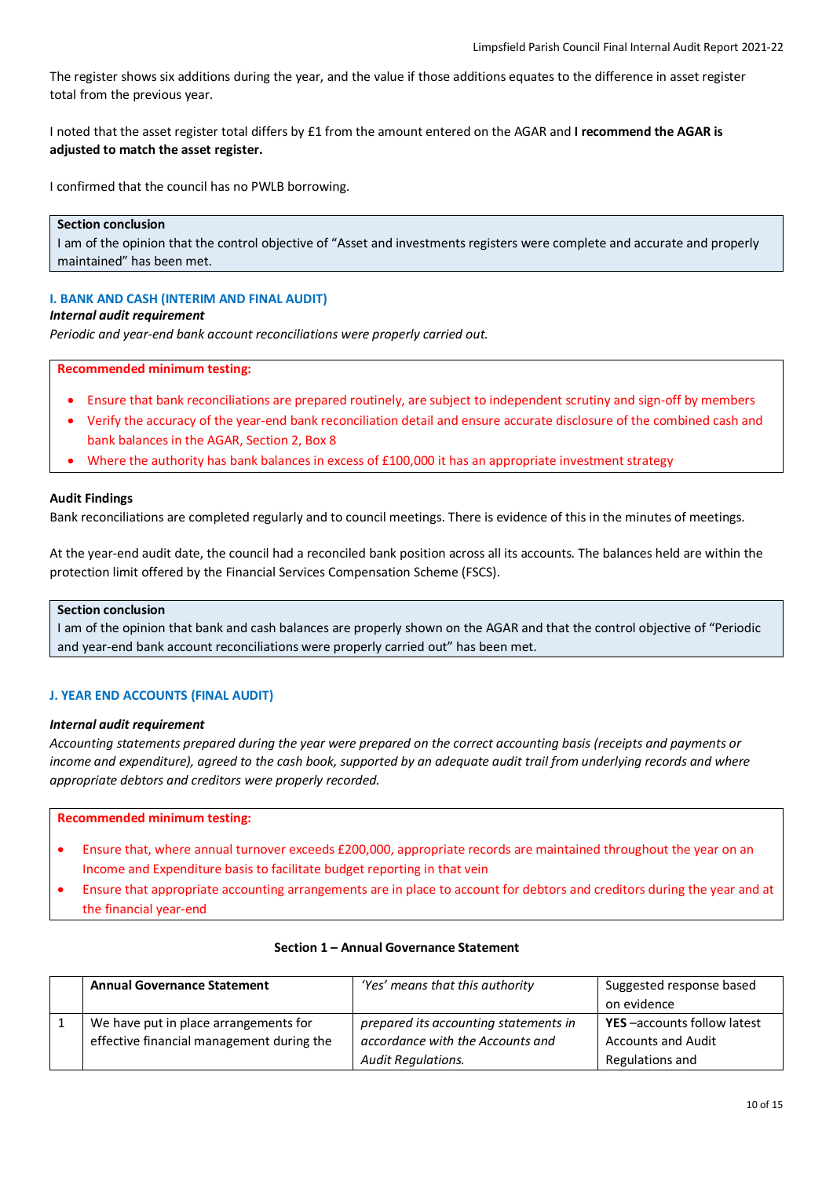The register shows six additions during the year, and the value if those additions equates to the difference in asset register total from the previous year.

I noted that the asset register total differs by £1 from the amount entered on the AGAR and **I recommend the AGAR is adjusted to match the asset register.**

I confirmed that the council has no PWLB borrowing.

> **Section conclusion**
> I am of the opinion that the control objective of "Asset and investments registers were complete and accurate and properly maintained" has been met.

### I. BANK AND CASH (INTERIM AND FINAL AUDIT)

***Internal audit requirement***

*Periodic and year-end bank account reconciliations were properly carried out.*

> **Recommended minimum testing:**
>
> - Ensure that bank reconciliations are prepared routinely, are subject to independent scrutiny and sign-off by members
> - Verify the accuracy of the year-end bank reconciliation detail and ensure accurate disclosure of the combined cash and bank balances in the AGAR, Section 2, Box 8
> - Where the authority has bank balances in excess of £100,000 it has an appropriate investment strategy

**Audit Findings**

Bank reconciliations are completed regularly and to council meetings. There is evidence of this in the minutes of meetings.

At the year-end audit date, the council had a reconciled bank position across all its accounts. The balances held are within the protection limit offered by the Financial Services Compensation Scheme (FSCS).

> **Section conclusion**
> I am of the opinion that bank and cash balances are properly shown on the AGAR and that the control objective of "Periodic and year-end bank account reconciliations were properly carried out" has been met.

### J. YEAR END ACCOUNTS (FINAL AUDIT)

***Internal audit requirement***

*Accounting statements prepared during the year were prepared on the correct accounting basis (receipts and payments or income and expenditure), agreed to the cash book, supported by an adequate audit trail from underlying records and where appropriate debtors and creditors were properly recorded.*

> **Recommended minimum testing:**
>
> - Ensure that, where annual turnover exceeds £200,000, appropriate records are maintained throughout the year on an Income and Expenditure basis to facilitate budget reporting in that vein
> - Ensure that appropriate accounting arrangements are in place to account for debtors and creditors during the year and at the financial year-end

**Section 1 – Annual Governance Statement**

| | Annual Governance Statement | *'Yes' means that this authority* | Suggested response based on evidence |
|---|---|---|---|
| 1 | We have put in place arrangements for effective financial management during the | *prepared its accounting statements in accordance with the Accounts and Audit Regulations.* | **YES** –accounts follow latest Accounts and Audit Regulations and |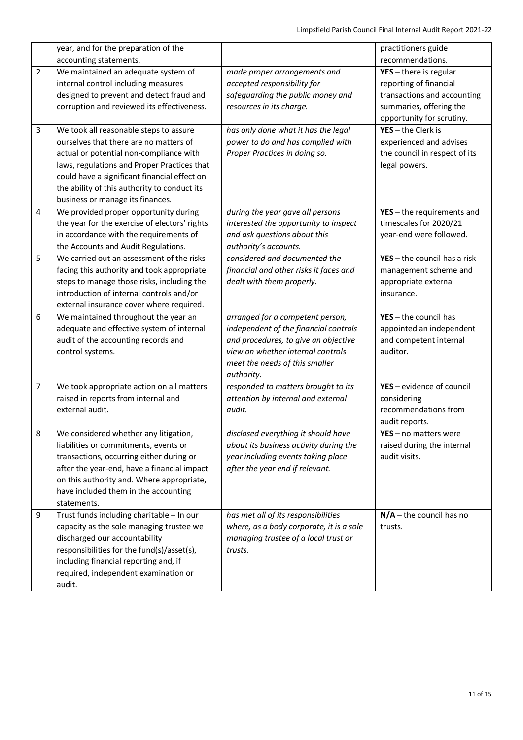| | | | |
|---|---|---|---|
| | year, and for the preparation of the accounting statements. | | practitioners guide recommendations. |
| 2 | We maintained an adequate system of internal control including measures designed to prevent and detect fraud and corruption and reviewed its effectiveness. | *made proper arrangements and accepted responsibility for safeguarding the public money and resources in its charge.* | **YES** – there is regular reporting of financial transactions and accounting summaries, offering the opportunity for scrutiny. |
| 3 | We took all reasonable steps to assure ourselves that there are no matters of actual or potential non-compliance with laws, regulations and Proper Practices that could have a significant financial effect on the ability of this authority to conduct its business or manage its finances. | *has only done what it has the legal power to do and has complied with Proper Practices in doing so.* | **YES** – the Clerk is experienced and advises the council in respect of its legal powers. |
| 4 | We provided proper opportunity during the year for the exercise of electors' rights in accordance with the requirements of the Accounts and Audit Regulations. | *during the year gave all persons interested the opportunity to inspect and ask questions about this authority's accounts.* | **YES** – the requirements and timescales for 2020/21 year-end were followed. |
| 5 | We carried out an assessment of the risks facing this authority and took appropriate steps to manage those risks, including the introduction of internal controls and/or external insurance cover where required. | *considered and documented the financial and other risks it faces and dealt with them properly.* | **YES** – the council has a risk management scheme and appropriate external insurance. |
| 6 | We maintained throughout the year an adequate and effective system of internal audit of the accounting records and control systems. | *arranged for a competent person, independent of the financial controls and procedures, to give an objective view on whether internal controls meet the needs of this smaller authority.* | **YES** – the council has appointed an independent and competent internal auditor. |
| 7 | We took appropriate action on all matters raised in reports from internal and external audit. | *responded to matters brought to its attention by internal and external audit.* | **YES** – evidence of council considering recommendations from audit reports. |
| 8 | We considered whether any litigation, liabilities or commitments, events or transactions, occurring either during or after the year-end, have a financial impact on this authority and. Where appropriate, have included them in the accounting statements. | *disclosed everything it should have about its business activity during the year including events taking place after the year end if relevant.* | **YES** – no matters were raised during the internal audit visits. |
| 9 | Trust funds including charitable – In our capacity as the sole managing trustee we discharged our accountability responsibilities for the fund(s)/asset(s), including financial reporting and, if required, independent examination or audit. | *has met all of its responsibilities where, as a body corporate, it is a sole managing trustee of a local trust or trusts.* | **N/A** – the council has no trusts. |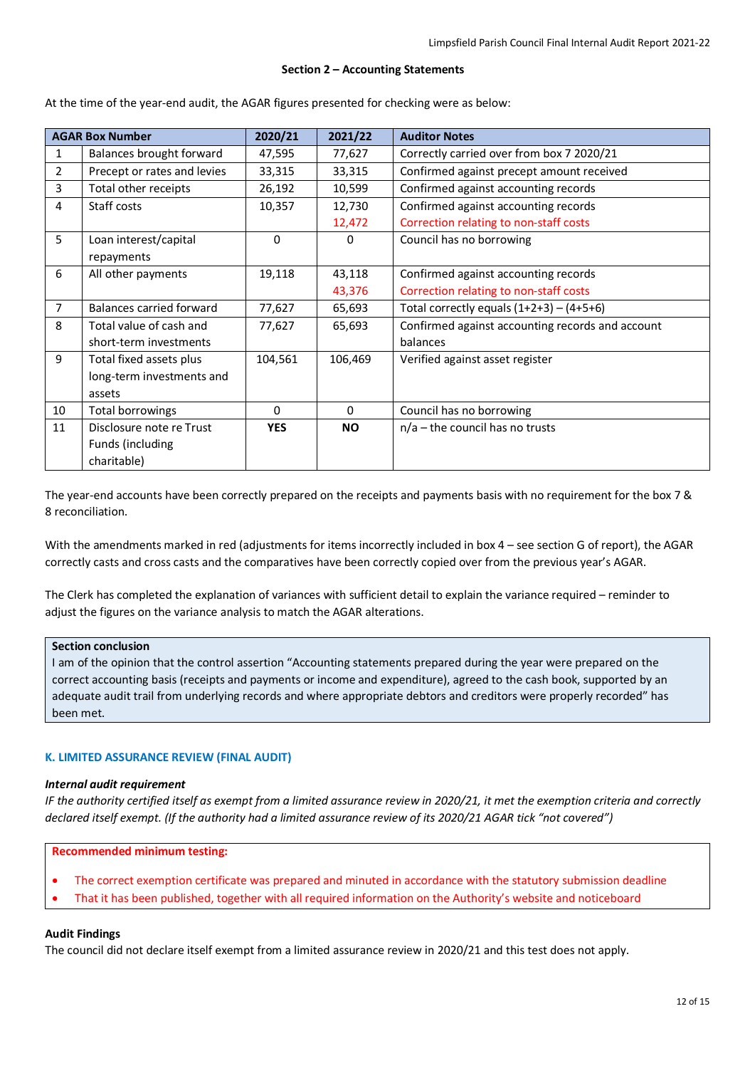### Section 2 – Accounting Statements

At the time of the year-end audit, the AGAR figures presented for checking were as below:

| AGAR Box Number | | 2020/21 | 2021/22 | Auditor Notes |
|---|---|---|---|---|
| 1 | Balances brought forward | 47,595 | 77,627 | Correctly carried over from box 7 2020/21 |
| 2 | Precept or rates and levies | 33,315 | 33,315 | Confirmed against precept amount received |
| 3 | Total other receipts | 26,192 | 10,599 | Confirmed against accounting records |
| 4 | Staff costs | 10,357 | 12,730<br>12,472 | Confirmed against accounting records<br>Correction relating to non-staff costs |
| 5 | Loan interest/capital repayments | 0 | 0 | Council has no borrowing |
| 6 | All other payments | 19,118 | 43,118<br>43,376 | Confirmed against accounting records<br>Correction relating to non-staff costs |
| 7 | Balances carried forward | 77,627 | 65,693 | Total correctly equals (1+2+3) – (4+5+6) |
| 8 | Total value of cash and short-term investments | 77,627 | 65,693 | Confirmed against accounting records and account balances |
| 9 | Total fixed assets plus long-term investments and assets | 104,561 | 106,469 | Verified against asset register |
| 10 | Total borrowings | 0 | 0 | Council has no borrowing |
| 11 | Disclosure note re Trust Funds (including charitable) | **YES** | **NO** | n/a – the council has no trusts |

The year-end accounts have been correctly prepared on the receipts and payments basis with no requirement for the box 7 & 8 reconciliation.

With the amendments marked in red (adjustments for items incorrectly included in box 4 – see section G of report), the AGAR correctly casts and cross casts and the comparatives have been correctly copied over from the previous year's AGAR.

The Clerk has completed the explanation of variances with sufficient detail to explain the variance required – reminder to adjust the figures on the variance analysis to match the AGAR alterations.

**Section conclusion**

I am of the opinion that the control assertion "Accounting statements prepared during the year were prepared on the correct accounting basis (receipts and payments or income and expenditure), agreed to the cash book, supported by an adequate audit trail from underlying records and where appropriate debtors and creditors were properly recorded" has been met.

## K. LIMITED ASSURANCE REVIEW (FINAL AUDIT)

***Internal audit requirement***

*IF the authority certified itself as exempt from a limited assurance review in 2020/21, it met the exemption criteria and correctly declared itself exempt. (If the authority had a limited assurance review of its 2020/21 AGAR tick "not covered")*

**Recommended minimum testing:**

- The correct exemption certificate was prepared and minuted in accordance with the statutory submission deadline
- That it has been published, together with all required information on the Authority's website and noticeboard

**Audit Findings**

The council did not declare itself exempt from a limited assurance review in 2020/21 and this test does not apply.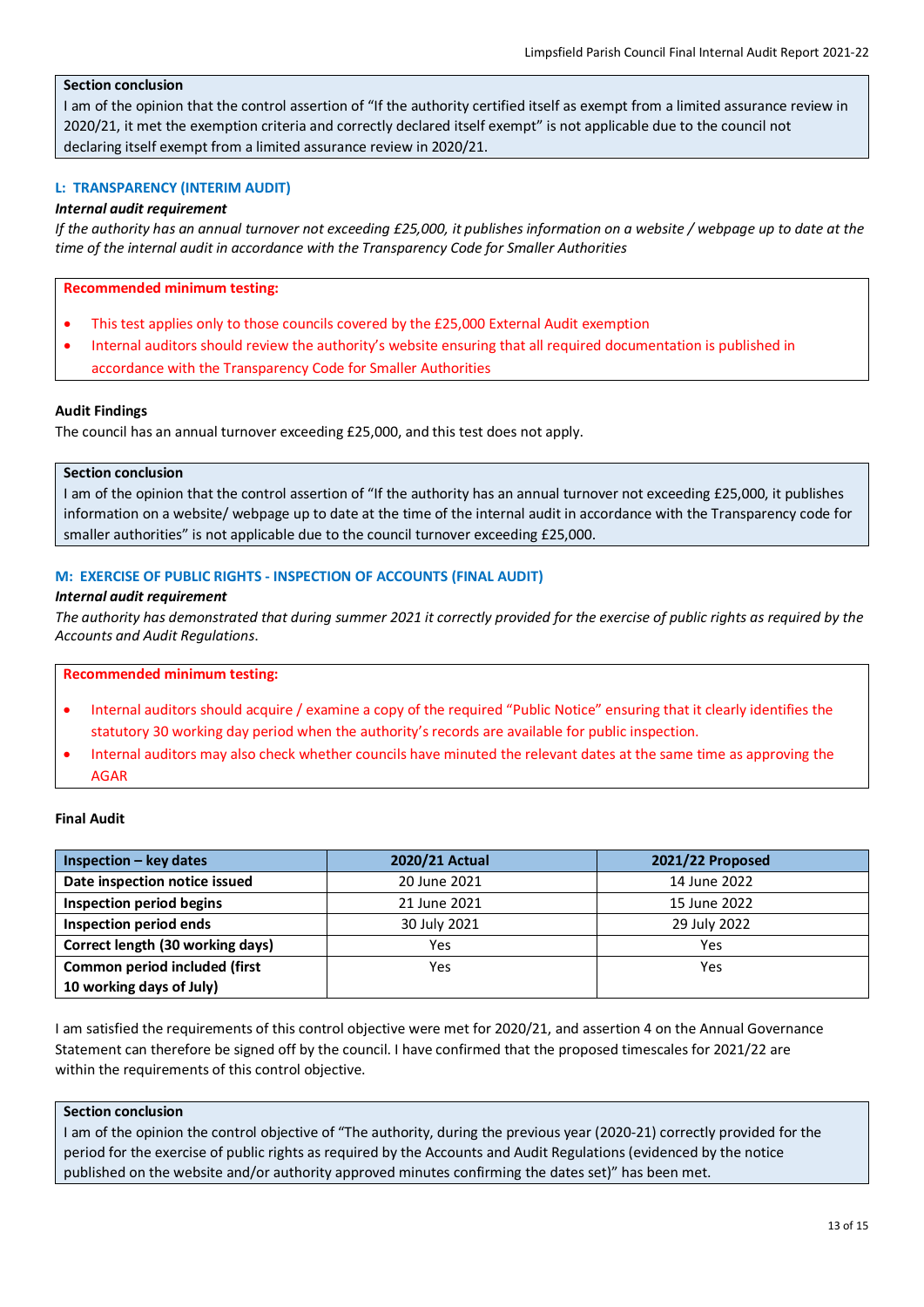**Section conclusion**

I am of the opinion that the control assertion of "If the authority certified itself as exempt from a limited assurance review in 2020/21, it met the exemption criteria and correctly declared itself exempt" is not applicable due to the council not declaring itself exempt from a limited assurance review in 2020/21.

### L: TRANSPARENCY (INTERIM AUDIT)

***Internal audit requirement***

*If the authority has an annual turnover not exceeding £25,000, it publishes information on a website / webpage up to date at the time of the internal audit in accordance with the Transparency Code for Smaller Authorities*

**Recommended minimum testing:**

- This test applies only to those councils covered by the £25,000 External Audit exemption
- Internal auditors should review the authority's website ensuring that all required documentation is published in accordance with the Transparency Code for Smaller Authorities

**Audit Findings**

The council has an annual turnover exceeding £25,000, and this test does not apply.

**Section conclusion**

I am of the opinion that the control assertion of "If the authority has an annual turnover not exceeding £25,000, it publishes information on a website/ webpage up to date at the time of the internal audit in accordance with the Transparency code for smaller authorities" is not applicable due to the council turnover exceeding £25,000.

### M: EXERCISE OF PUBLIC RIGHTS - INSPECTION OF ACCOUNTS (FINAL AUDIT)

***Internal audit requirement***

*The authority has demonstrated that during summer 2021 it correctly provided for the exercise of public rights as required by the Accounts and Audit Regulations.*

**Recommended minimum testing:**

- Internal auditors should acquire / examine a copy of the required "Public Notice" ensuring that it clearly identifies the statutory 30 working day period when the authority's records are available for public inspection.
- Internal auditors may also check whether councils have minuted the relevant dates at the same time as approving the AGAR

**Final Audit**

| Inspection – key dates | 2020/21 Actual | 2021/22 Proposed |
|---|---|---|
| **Date inspection notice issued** | 20 June 2021 | 14 June 2022 |
| **Inspection period begins** | 21 June 2021 | 15 June 2022 |
| **Inspection period ends** | 30 July 2021 | 29 July 2022 |
| **Correct length (30 working days)** | Yes | Yes |
| **Common period included (first 10 working days of July)** | Yes | Yes |

I am satisfied the requirements of this control objective were met for 2020/21, and assertion 4 on the Annual Governance Statement can therefore be signed off by the council. I have confirmed that the proposed timescales for 2021/22 are within the requirements of this control objective.

**Section conclusion**

I am of the opinion the control objective of "The authority, during the previous year (2020-21) correctly provided for the period for the exercise of public rights as required by the Accounts and Audit Regulations (evidenced by the notice published on the website and/or authority approved minutes confirming the dates set)" has been met.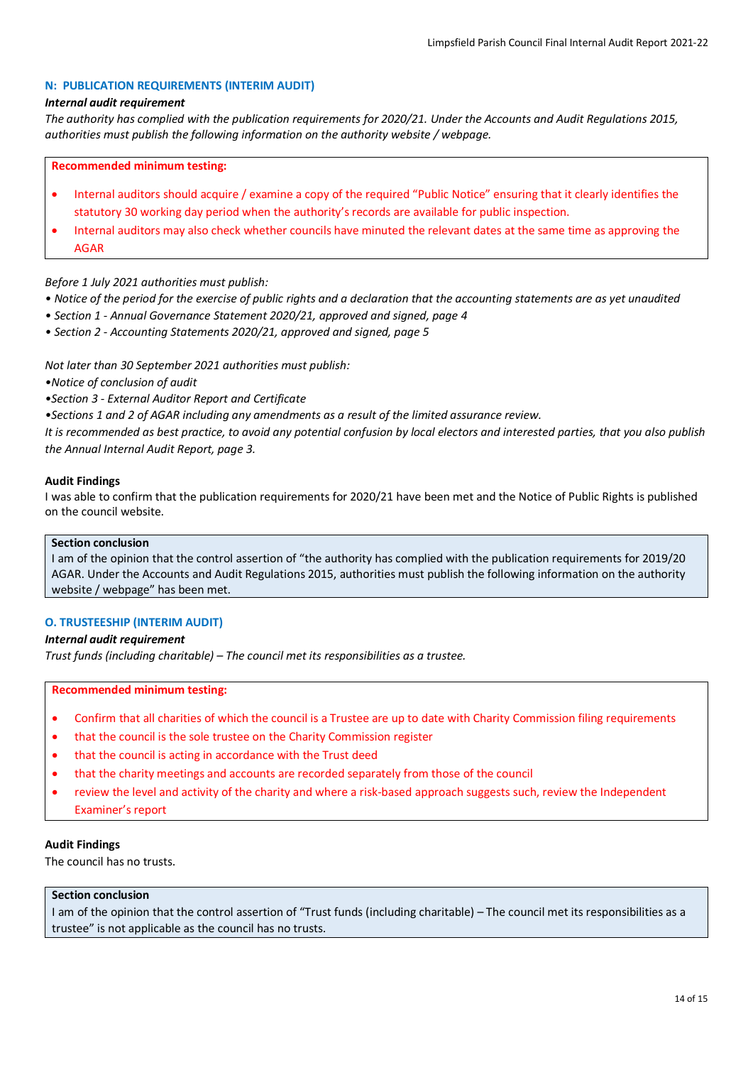## N: PUBLICATION REQUIREMENTS (INTERIM AUDIT)

***Internal audit requirement***

*The authority has complied with the publication requirements for 2020/21. Under the Accounts and Audit Regulations 2015, authorities must publish the following information on the authority website / webpage.*

**Recommended minimum testing:**

- Internal auditors should acquire / examine a copy of the required "Public Notice" ensuring that it clearly identifies the statutory 30 working day period when the authority's records are available for public inspection.
- Internal auditors may also check whether councils have minuted the relevant dates at the same time as approving the AGAR

*Before 1 July 2021 authorities must publish:*

*• Notice of the period for the exercise of public rights and a declaration that the accounting statements are as yet unaudited*

*• Section 1 - Annual Governance Statement 2020/21, approved and signed, page 4*

*• Section 2 - Accounting Statements 2020/21, approved and signed, page 5*

*Not later than 30 September 2021 authorities must publish:*

*•Notice of conclusion of audit*

*•Section 3 - External Auditor Report and Certificate*

*•Sections 1 and 2 of AGAR including any amendments as a result of the limited assurance review.*

*It is recommended as best practice, to avoid any potential confusion by local electors and interested parties, that you also publish the Annual Internal Audit Report, page 3.*

**Audit Findings**

I was able to confirm that the publication requirements for 2020/21 have been met and the Notice of Public Rights is published on the council website.

**Section conclusion**

I am of the opinion that the control assertion of "the authority has complied with the publication requirements for 2019/20 AGAR. Under the Accounts and Audit Regulations 2015, authorities must publish the following information on the authority website / webpage" has been met.

## O. TRUSTEESHIP (INTERIM AUDIT)

***Internal audit requirement***

*Trust funds (including charitable) – The council met its responsibilities as a trustee.*

**Recommended minimum testing:**

- Confirm that all charities of which the council is a Trustee are up to date with Charity Commission filing requirements
- that the council is the sole trustee on the Charity Commission register
- that the council is acting in accordance with the Trust deed
- that the charity meetings and accounts are recorded separately from those of the council
- review the level and activity of the charity and where a risk-based approach suggests such, review the Independent Examiner's report

**Audit Findings**

The council has no trusts.

**Section conclusion**

I am of the opinion that the control assertion of "Trust funds (including charitable) – The council met its responsibilities as a trustee" is not applicable as the council has no trusts.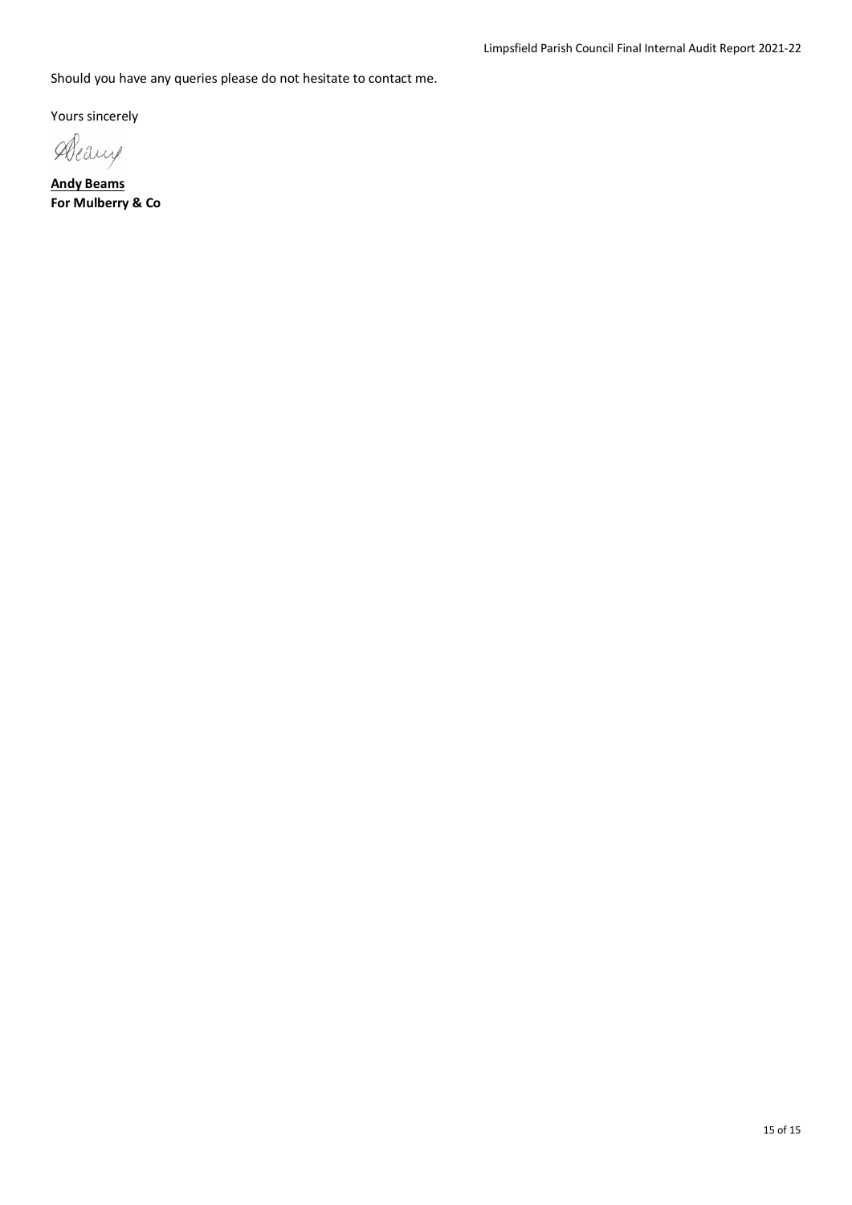Should you have any queries please do not hesitate to contact me.

Yours sincerely

**Andy Beams**
**For Mulberry & Co**